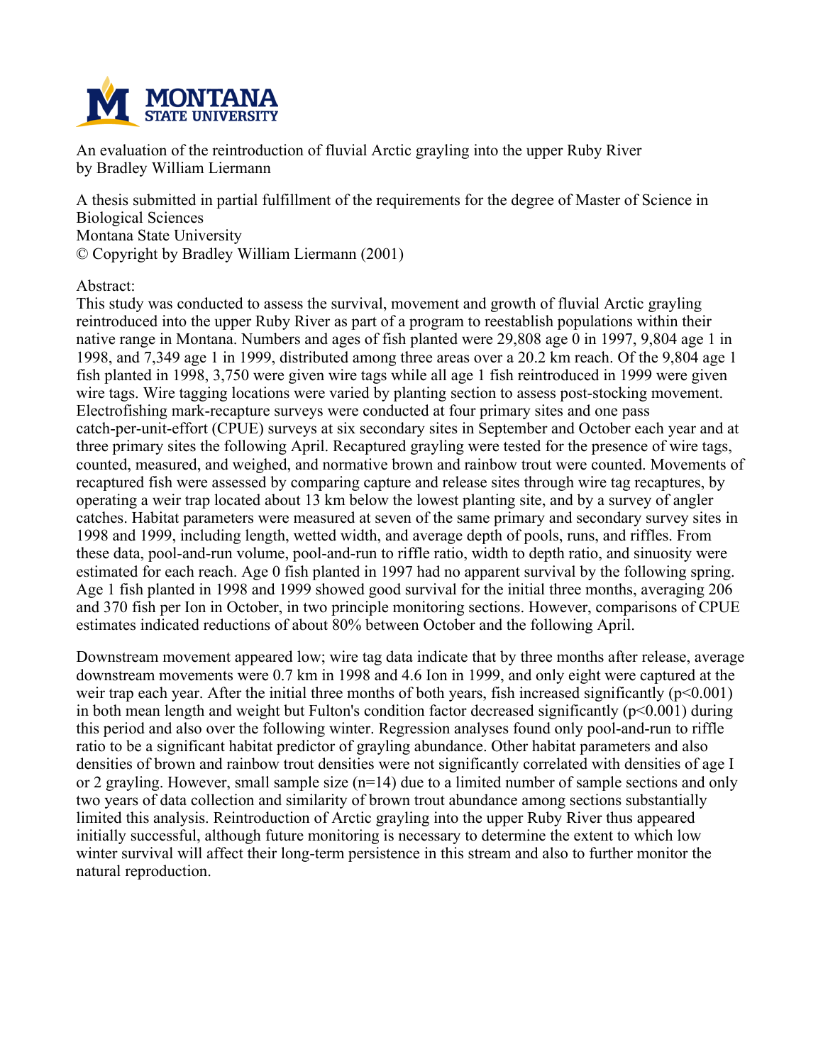**MONTANA STATE UNIVERSITY**

An evaluation of the reintroduction of fluvial Arctic grayling into the upper Ruby River
by Bradley William Liermann

A thesis submitted in partial fulfillment of the requirements for the degree of Master of Science in Biological Sciences
Montana State University
© Copyright by Bradley William Liermann (2001)

Abstract:

This study was conducted to assess the survival, movement and growth of fluvial Arctic grayling reintroduced into the upper Ruby River as part of a program to reestablish populations within their native range in Montana. Numbers and ages of fish planted were 29,808 age 0 in 1997, 9,804 age 1 in 1998, and 7,349 age 1 in 1999, distributed among three areas over a 20.2 km reach. Of the 9,804 age 1 fish planted in 1998, 3,750 were given wire tags while all age 1 fish reintroduced in 1999 were given wire tags. Wire tagging locations were varied by planting section to assess post-stocking movement. Electrofishing mark-recapture surveys were conducted at four primary sites and one pass catch-per-unit-effort (CPUE) surveys at six secondary sites in September and October each year and at three primary sites the following April. Recaptured grayling were tested for the presence of wire tags, counted, measured, and weighed, and normative brown and rainbow trout were counted. Movements of recaptured fish were assessed by comparing capture and release sites through wire tag recaptures, by operating a weir trap located about 13 km below the lowest planting site, and by a survey of angler catches. Habitat parameters were measured at seven of the same primary and secondary survey sites in 1998 and 1999, including length, wetted width, and average depth of pools, runs, and riffles. From these data, pool-and-run volume, pool-and-run to riffle ratio, width to depth ratio, and sinuosity were estimated for each reach. Age 0 fish planted in 1997 had no apparent survival by the following spring. Age 1 fish planted in 1998 and 1999 showed good survival for the initial three months, averaging 206 and 370 fish per Ion in October, in two principle monitoring sections. However, comparisons of CPUE estimates indicated reductions of about 80% between October and the following April.

Downstream movement appeared low; wire tag data indicate that by three months after release, average downstream movements were 0.7 km in 1998 and 4.6 Ion in 1999, and only eight were captured at the weir trap each year. After the initial three months of both years, fish increased significantly ($p<0.001$) in both mean length and weight but Fulton's condition factor decreased significantly ($p<0.001$) during this period and also over the following winter. Regression analyses found only pool-and-run to riffle ratio to be a significant habitat predictor of grayling abundance. Other habitat parameters and also densities of brown and rainbow trout densities were not significantly correlated with densities of age I or 2 grayling. However, small sample size ($n=14$) due to a limited number of sample sections and only two years of data collection and similarity of brown trout abundance among sections substantially limited this analysis. Reintroduction of Arctic grayling into the upper Ruby River thus appeared initially successful, although future monitoring is necessary to determine the extent to which low winter survival will affect their long-term persistence in this stream and also to further monitor the natural reproduction.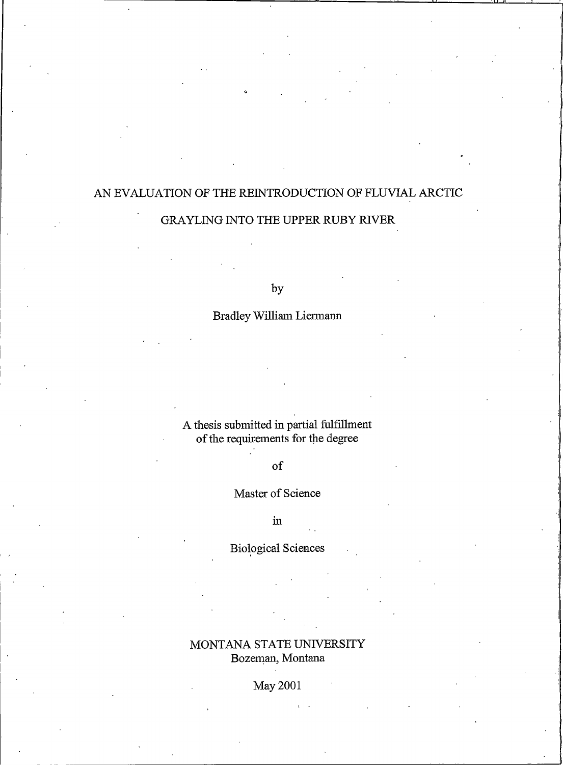# AN EVALUATION OF THE REINTRODUCTION OF FLUVIAL ARCTIC GRAYLING INTO THE UPPER RUBY RIVER

by

Bradley William Liermann

A thesis submitted in partial fulfillment
of the requirements for the degree

of

Master of Science

in

Biological Sciences

MONTANA STATE UNIVERSITY
Bozeman, Montana

May 2001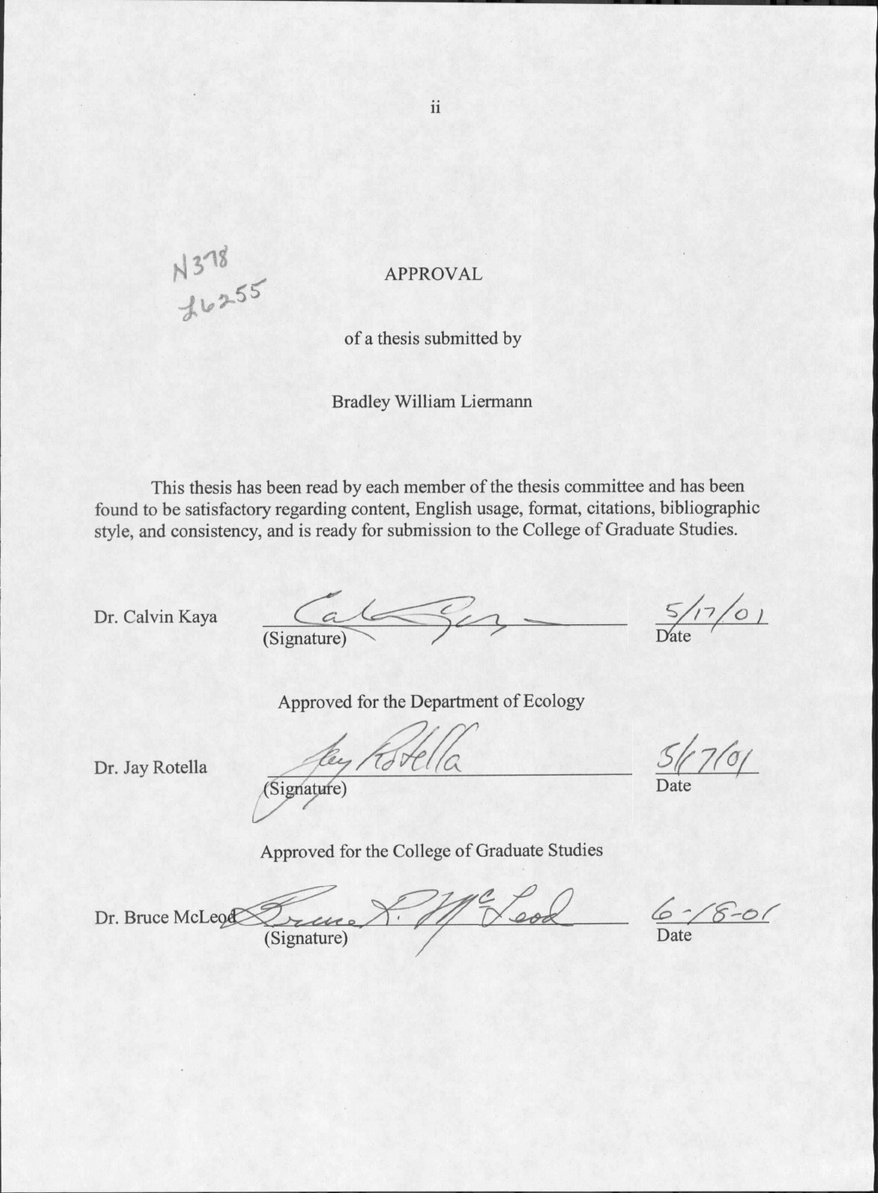N378
L6255

# APPROVAL

of a thesis submitted by

Bradley William Liermann

This thesis has been read by each member of the thesis committee and has been found to be satisfactory regarding content, English usage, format, citations, bibliographic style, and consistency, and is ready for submission to the College of Graduate Studies.

Dr. Calvin Kaya _______________ 5/17/01
(Signature) Date

Approved for the Department of Ecology

Dr. Jay Rotella _______________ 5/17/01
(Signature) Date

Approved for the College of Graduate Studies

Dr. Bruce McLeod _______________ 6-18-01
(Signature) Date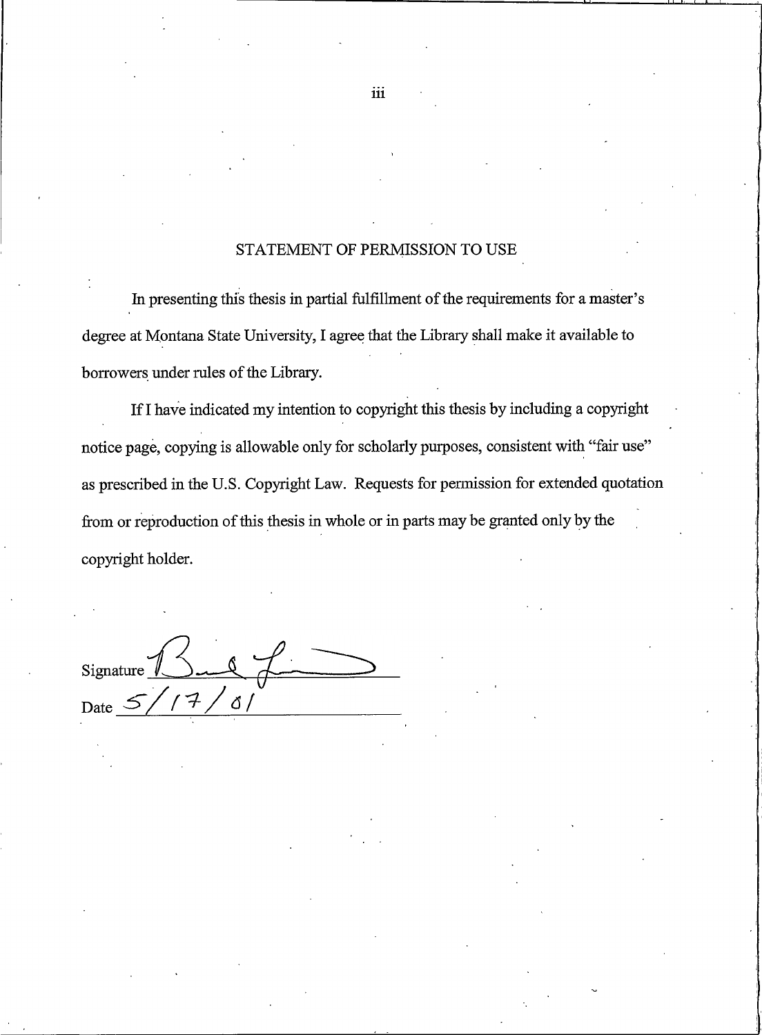## STATEMENT OF PERMISSION TO USE

In presenting this thesis in partial fulfillment of the requirements for a master's degree at Montana State University, I agree that the Library shall make it available to borrowers under rules of the Library.

If I have indicated my intention to copyright this thesis by including a copyright notice page, copying is allowable only for scholarly purposes, consistent with "fair use" as prescribed in the U.S. Copyright Law. Requests for permission for extended quotation from or reproduction of this thesis in whole or in parts may be granted only by the copyright holder.

Signature ____________________

Date 5/17/01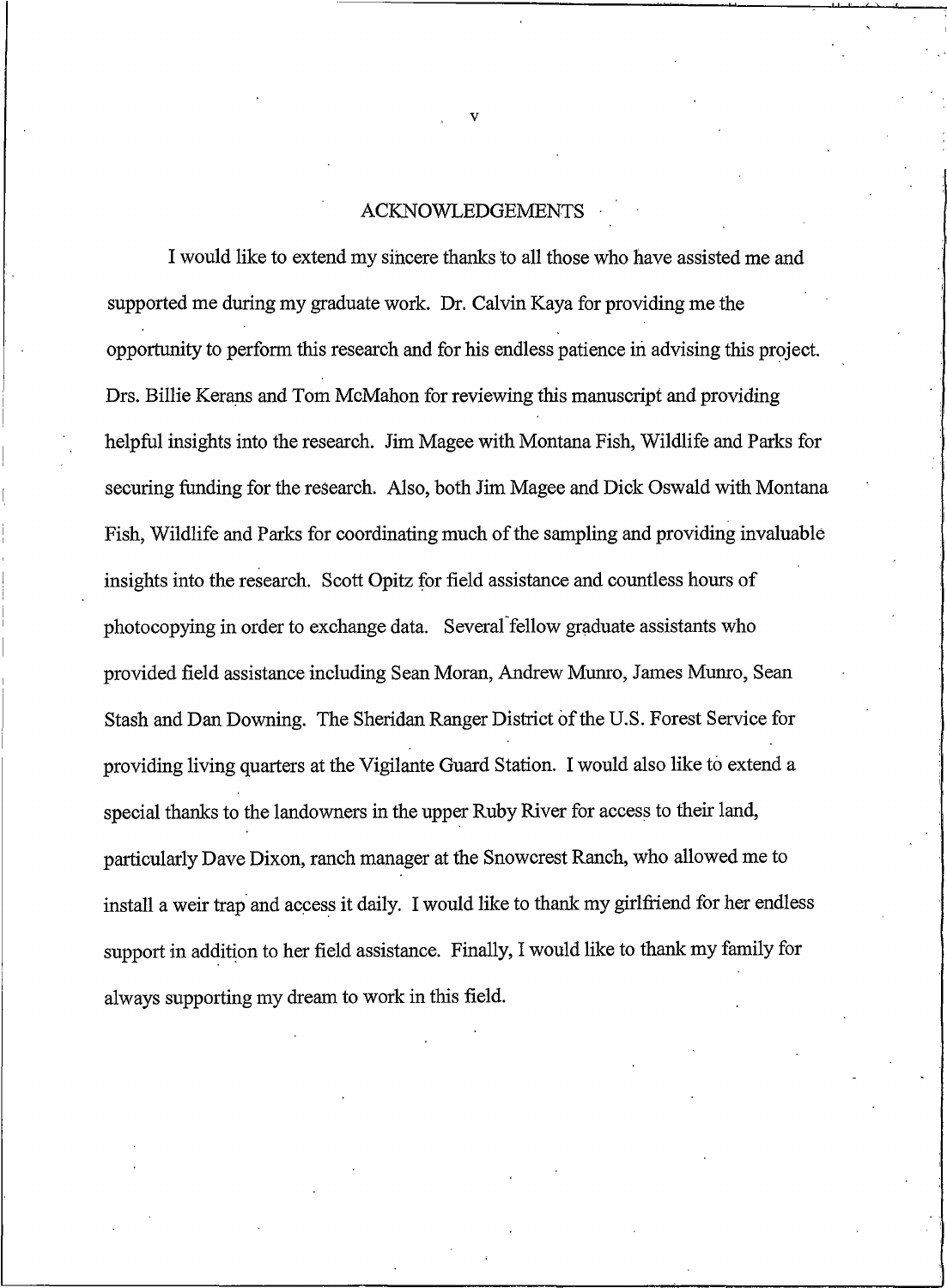# ACKNOWLEDGEMENTS

I would like to extend my sincere thanks to all those who have assisted me and supported me during my graduate work. Dr. Calvin Kaya for providing me the opportunity to perform this research and for his endless patience in advising this project. Drs. Billie Kerans and Tom McMahon for reviewing this manuscript and providing helpful insights into the research. Jim Magee with Montana Fish, Wildlife and Parks for securing funding for the research. Also, both Jim Magee and Dick Oswald with Montana Fish, Wildlife and Parks for coordinating much of the sampling and providing invaluable insights into the research. Scott Opitz for field assistance and countless hours of photocopying in order to exchange data. Several fellow graduate assistants who provided field assistance including Sean Moran, Andrew Munro, James Munro, Sean Stash and Dan Downing. The Sheridan Ranger District of the U.S. Forest Service for providing living quarters at the Vigilante Guard Station. I would also like to extend a special thanks to the landowners in the upper Ruby River for access to their land, particularly Dave Dixon, ranch manager at the Snowcrest Ranch, who allowed me to install a weir trap and access it daily. I would like to thank my girlfriend for her endless support in addition to her field assistance. Finally, I would like to thank my family for always supporting my dream to work in this field.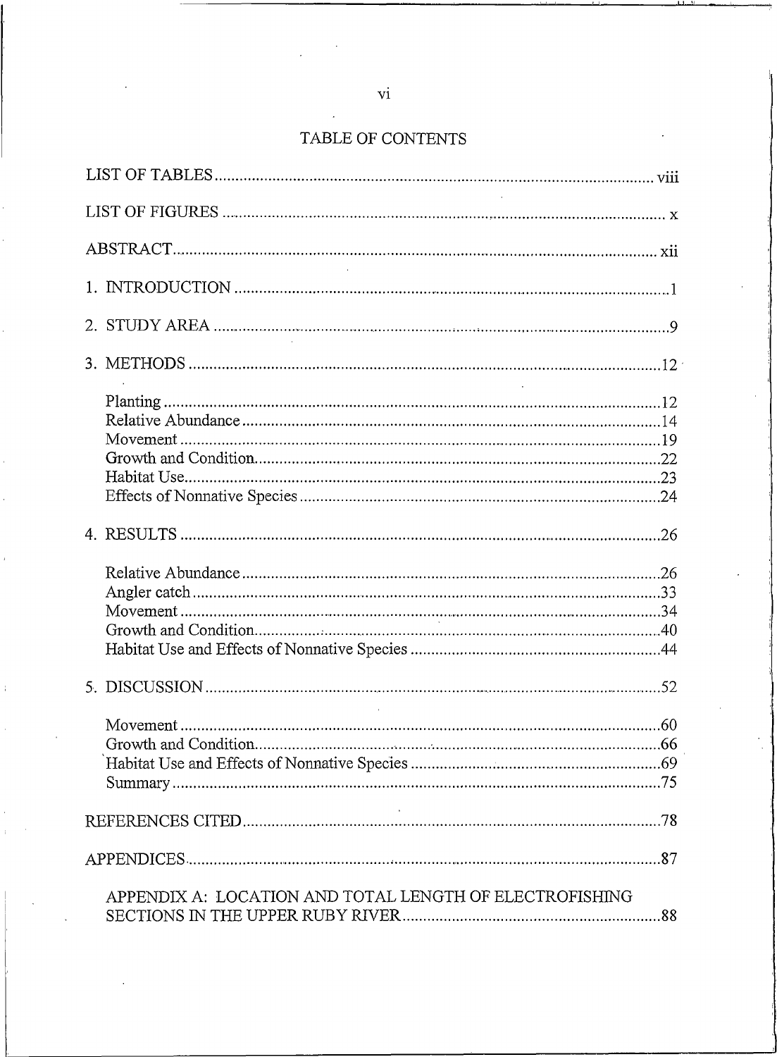# TABLE OF CONTENTS

LIST OF TABLES .......... viii

LIST OF FIGURES .......... x

ABSTRACT .......... xii

1. INTRODUCTION .......... 1

2. STUDY AREA .......... 9

3. METHODS .......... 12

   Planting .......... 12
   Relative Abundance .......... 14
   Movement .......... 19
   Growth and Condition .......... 22
   Habitat Use .......... 23
   Effects of Nonnative Species .......... 24

4. RESULTS .......... 26

   Relative Abundance .......... 26
   Angler catch .......... 33
   Movement .......... 34
   Growth and Condition .......... 40
   Habitat Use and Effects of Nonnative Species .......... 44

5. DISCUSSION .......... 52

   Movement .......... 60
   Growth and Condition .......... 66
   Habitat Use and Effects of Nonnative Species .......... 69
   Summary .......... 75

REFERENCES CITED .......... 78

APPENDICES .......... 87

   APPENDIX A: LOCATION AND TOTAL LENGTH OF ELECTROFISHING SECTIONS IN THE UPPER RUBY RIVER .......... 88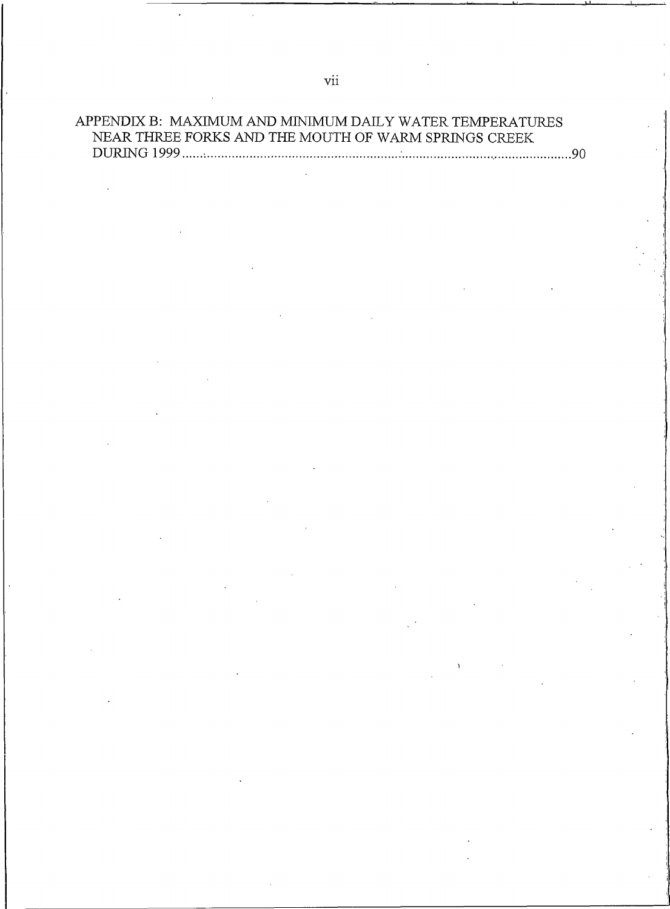APPENDIX B: MAXIMUM AND MINIMUM DAILY WATER TEMPERATURES NEAR THREE FORKS AND THE MOUTH OF WARM SPRINGS CREEK DURING 1999 .......... 90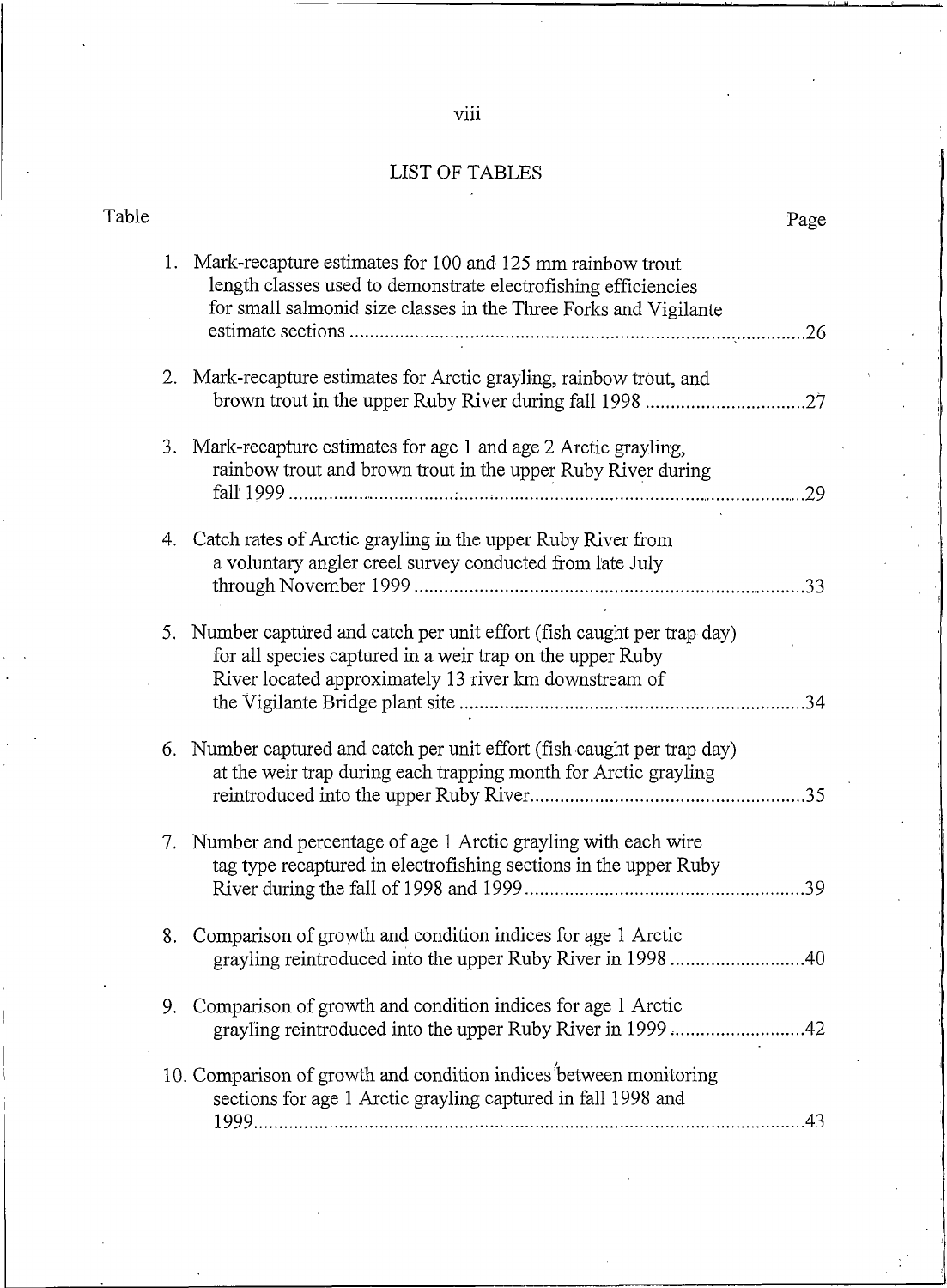# LIST OF TABLES

| Table | | Page |
|---|---|---|
| 1. | Mark-recapture estimates for 100 and 125 mm rainbow trout length classes used to demonstrate electrofishing efficiencies for small salmonid size classes in the Three Forks and Vigilante estimate sections | 26 |
| 2. | Mark-recapture estimates for Arctic grayling, rainbow trout, and brown trout in the upper Ruby River during fall 1998 | 27 |
| 3. | Mark-recapture estimates for age 1 and age 2 Arctic grayling, rainbow trout and brown trout in the upper Ruby River during fall 1999 | 29 |
| 4. | Catch rates of Arctic grayling in the upper Ruby River from a voluntary angler creel survey conducted from late July through November 1999 | 33 |
| 5. | Number captured and catch per unit effort (fish caught per trap day) for all species captured in a weir trap on the upper Ruby River located approximately 13 river km downstream of the Vigilante Bridge plant site | 34 |
| 6. | Number captured and catch per unit effort (fish caught per trap day) at the weir trap during each trapping month for Arctic grayling reintroduced into the upper Ruby River | 35 |
| 7. | Number and percentage of age 1 Arctic grayling with each wire tag type recaptured in electrofishing sections in the upper Ruby River during the fall of 1998 and 1999 | 39 |
| 8. | Comparison of growth and condition indices for age 1 Arctic grayling reintroduced into the upper Ruby River in 1998 | 40 |
| 9. | Comparison of growth and condition indices for age 1 Arctic grayling reintroduced into the upper Ruby River in 1999 | 42 |
| 10. | Comparison of growth and condition indices between monitoring sections for age 1 Arctic grayling captured in fall 1998 and 1999 | 43 |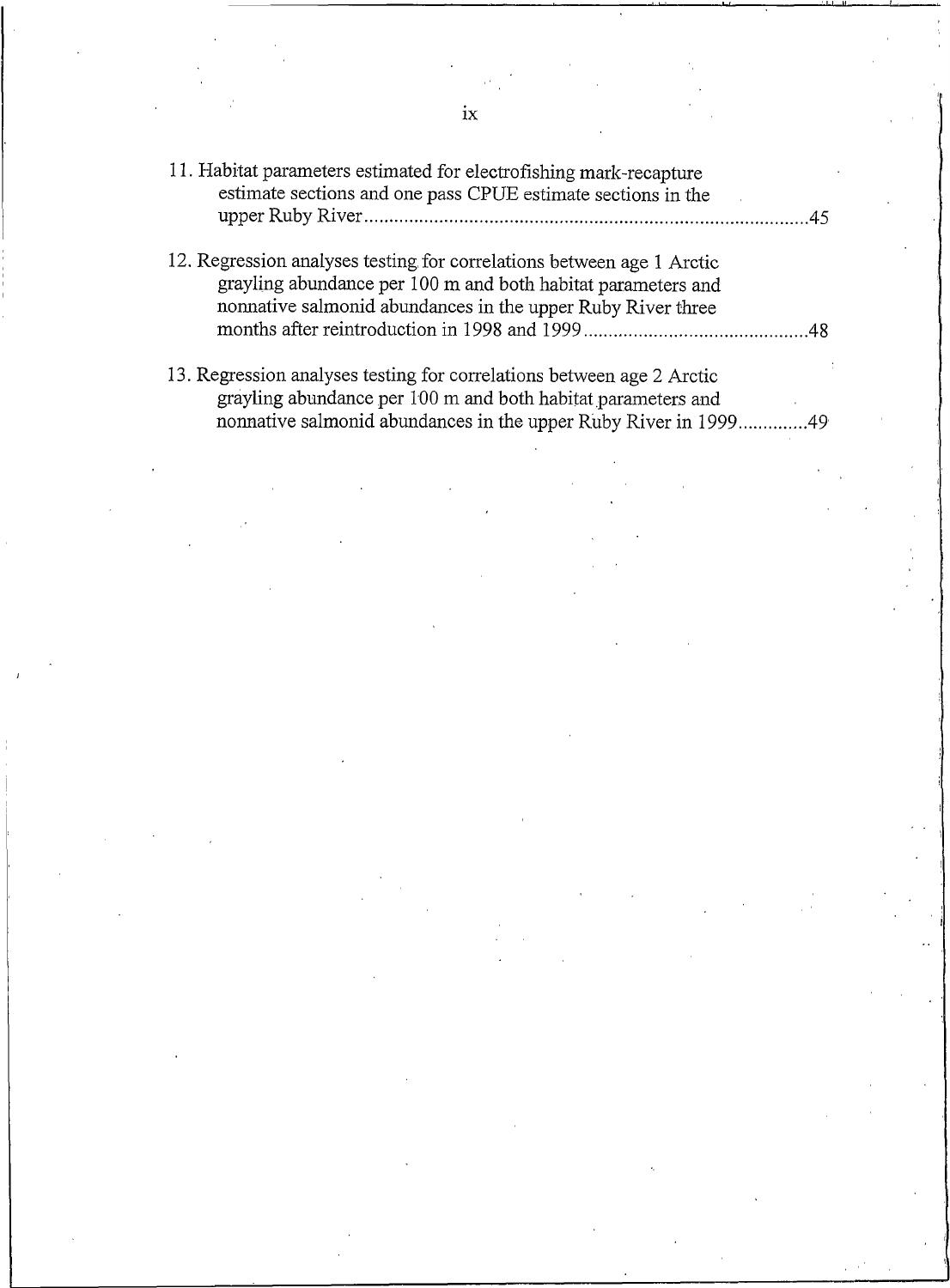11. Habitat parameters estimated for electrofishing mark-recapture estimate sections and one pass CPUE estimate sections in the upper Ruby River........................................................................................45

12. Regression analyses testing for correlations between age 1 Arctic grayling abundance per 100 m and both habitat parameters and nonnative salmonid abundances in the upper Ruby River three months after reintroduction in 1998 and 1999............................................48

13. Regression analyses testing for correlations between age 2 Arctic grayling abundance per 100 m and both habitat parameters and nonnative salmonid abundances in the upper Ruby River in 1999..............49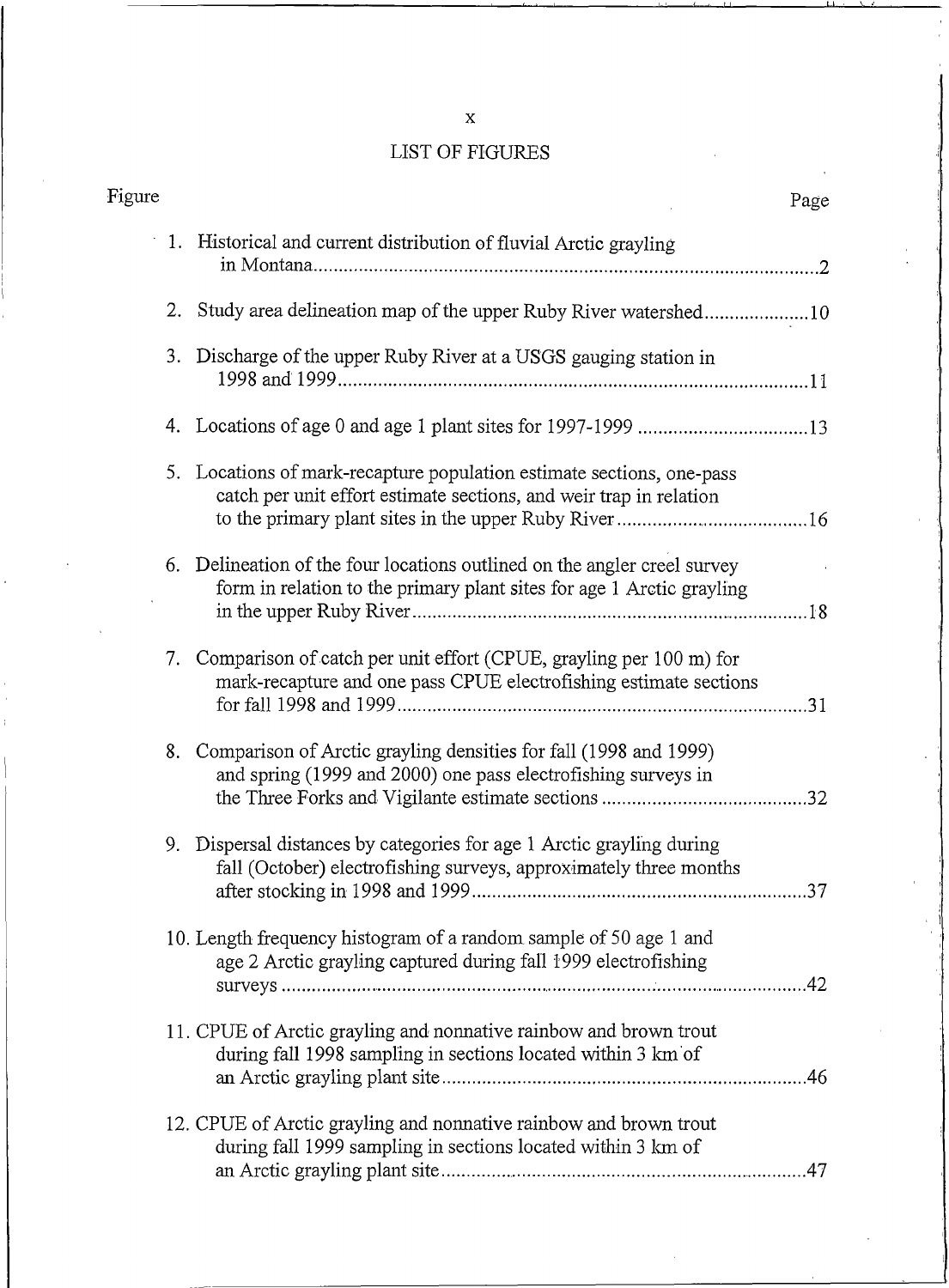## LIST OF FIGURES

| Figure | | Page |
|---|---|---|
| 1. | Historical and current distribution of fluvial Arctic grayling in Montana | 2 |
| 2. | Study area delineation map of the upper Ruby River watershed | 10 |
| 3. | Discharge of the upper Ruby River at a USGS gauging station in 1998 and 1999 | 11 |
| 4. | Locations of age 0 and age 1 plant sites for 1997-1999 | 13 |
| 5. | Locations of mark-recapture population estimate sections, one-pass catch per unit effort estimate sections, and weir trap in relation to the primary plant sites in the upper Ruby River | 16 |
| 6. | Delineation of the four locations outlined on the angler creel survey form in relation to the primary plant sites for age 1 Arctic grayling in the upper Ruby River | 18 |
| 7. | Comparison of catch per unit effort (CPUE, grayling per 100 m) for mark-recapture and one pass CPUE electrofishing estimate sections for fall 1998 and 1999 | 31 |
| 8. | Comparison of Arctic grayling densities for fall (1998 and 1999) and spring (1999 and 2000) one pass electrofishing surveys in the Three Forks and Vigilante estimate sections | 32 |
| 9. | Dispersal distances by categories for age 1 Arctic grayling during fall (October) electrofishing surveys, approximately three months after stocking in 1998 and 1999 | 37 |
| 10. | Length frequency histogram of a random sample of 50 age 1 and age 2 Arctic grayling captured during fall 1999 electrofishing surveys | 42 |
| 11. | CPUE of Arctic grayling and nonnative rainbow and brown trout during fall 1998 sampling in sections located within 3 km of an Arctic grayling plant site | 46 |
| 12. | CPUE of Arctic grayling and nonnative rainbow and brown trout during fall 1999 sampling in sections located within 3 km of an Arctic grayling plant site | 47 |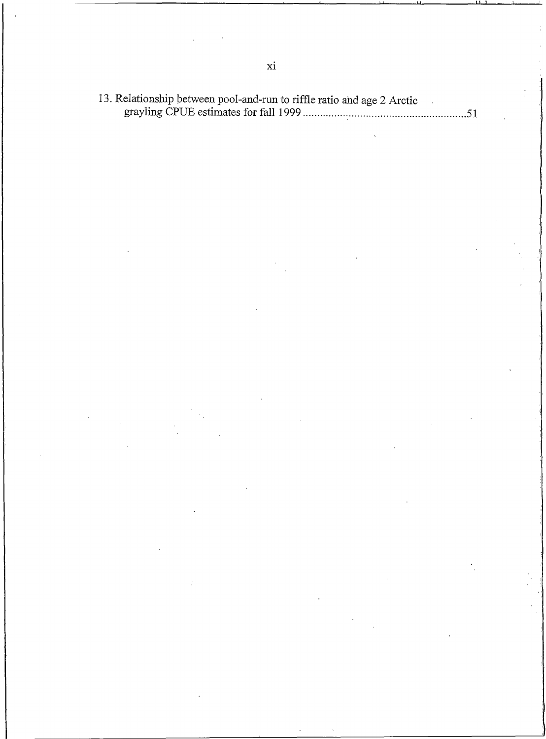13. Relationship between pool-and-run to riffle ratio and age 2 Arctic grayling CPUE estimates for fall 1999 ........................................................51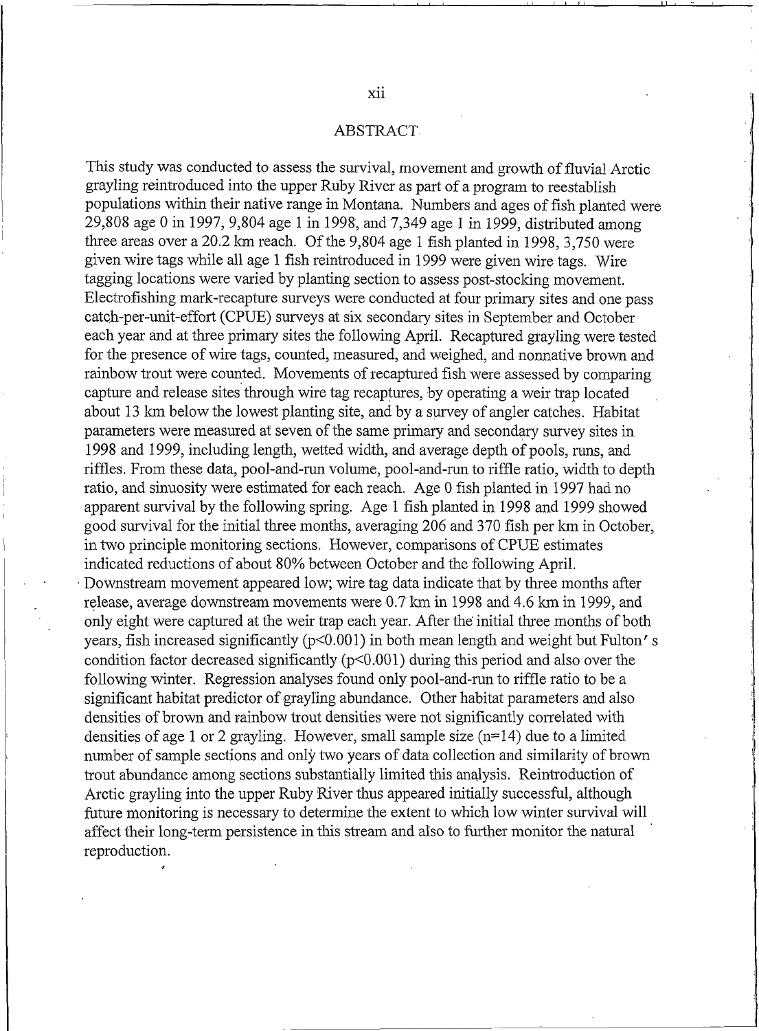## ABSTRACT

This study was conducted to assess the survival, movement and growth of fluvial Arctic grayling reintroduced into the upper Ruby River as part of a program to reestablish populations within their native range in Montana. Numbers and ages of fish planted were 29,808 age 0 in 1997, 9,804 age 1 in 1998, and 7,349 age 1 in 1999, distributed among three areas over a 20.2 km reach. Of the 9,804 age 1 fish planted in 1998, 3,750 were given wire tags while all age 1 fish reintroduced in 1999 were given wire tags. Wire tagging locations were varied by planting section to assess post-stocking movement. Electrofishing mark-recapture surveys were conducted at four primary sites and one pass catch-per-unit-effort (CPUE) surveys at six secondary sites in September and October each year and at three primary sites the following April. Recaptured grayling were tested for the presence of wire tags, counted, measured, and weighed, and nonnative brown and rainbow trout were counted. Movements of recaptured fish were assessed by comparing capture and release sites through wire tag recaptures, by operating a weir trap located about 13 km below the lowest planting site, and by a survey of angler catches. Habitat parameters were measured at seven of the same primary and secondary survey sites in 1998 and 1999, including length, wetted width, and average depth of pools, runs, and riffles. From these data, pool-and-run volume, pool-and-run to riffle ratio, width to depth ratio, and sinuosity were estimated for each reach. Age 0 fish planted in 1997 had no apparent survival by the following spring. Age 1 fish planted in 1998 and 1999 showed good survival for the initial three months, averaging 206 and 370 fish per km in October, in two principle monitoring sections. However, comparisons of CPUE estimates indicated reductions of about 80% between October and the following April. Downstream movement appeared low; wire tag data indicate that by three months after release, average downstream movements were 0.7 km in 1998 and 4.6 km in 1999, and only eight were captured at the weir trap each year. After the initial three months of both years, fish increased significantly ($p<0.001$) in both mean length and weight but Fulton's condition factor decreased significantly ($p<0.001$) during this period and also over the following winter. Regression analyses found only pool-and-run to riffle ratio to be a significant habitat predictor of grayling abundance. Other habitat parameters and also densities of brown and rainbow trout densities were not significantly correlated with densities of age 1 or 2 grayling. However, small sample size ($n=14$) due to a limited number of sample sections and only two years of data collection and similarity of brown trout abundance among sections substantially limited this analysis. Reintroduction of Arctic grayling into the upper Ruby River thus appeared initially successful, although future monitoring is necessary to determine the extent to which low winter survival will affect their long-term persistence in this stream and also to further monitor the natural reproduction.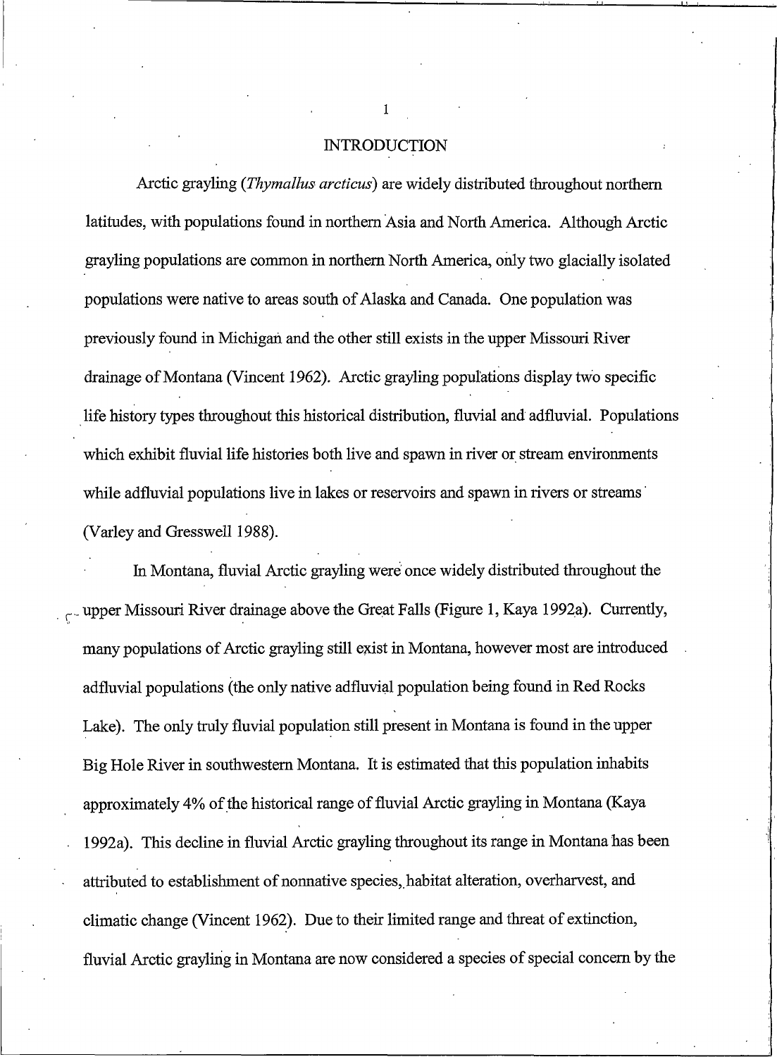# INTRODUCTION

Arctic grayling (*Thymallus arcticus*) are widely distributed throughout northern latitudes, with populations found in northern Asia and North America. Although Arctic grayling populations are common in northern North America, only two glacially isolated populations were native to areas south of Alaska and Canada. One population was previously found in Michigan and the other still exists in the upper Missouri River drainage of Montana (Vincent 1962). Arctic grayling populations display two specific life history types throughout this historical distribution, fluvial and adfluvial. Populations which exhibit fluvial life histories both live and spawn in river or stream environments while adfluvial populations live in lakes or reservoirs and spawn in rivers or streams (Varley and Gresswell 1988).

In Montana, fluvial Arctic grayling were once widely distributed throughout the upper Missouri River drainage above the Great Falls (Figure 1, Kaya 1992a). Currently, many populations of Arctic grayling still exist in Montana, however most are introduced adfluvial populations (the only native adfluvial population being found in Red Rocks Lake). The only truly fluvial population still present in Montana is found in the upper Big Hole River in southwestern Montana. It is estimated that this population inhabits approximately 4% of the historical range of fluvial Arctic grayling in Montana (Kaya 1992a). This decline in fluvial Arctic grayling throughout its range in Montana has been attributed to establishment of nonnative species, habitat alteration, overharvest, and climatic change (Vincent 1962). Due to their limited range and threat of extinction, fluvial Arctic grayling in Montana are now considered a species of special concern by the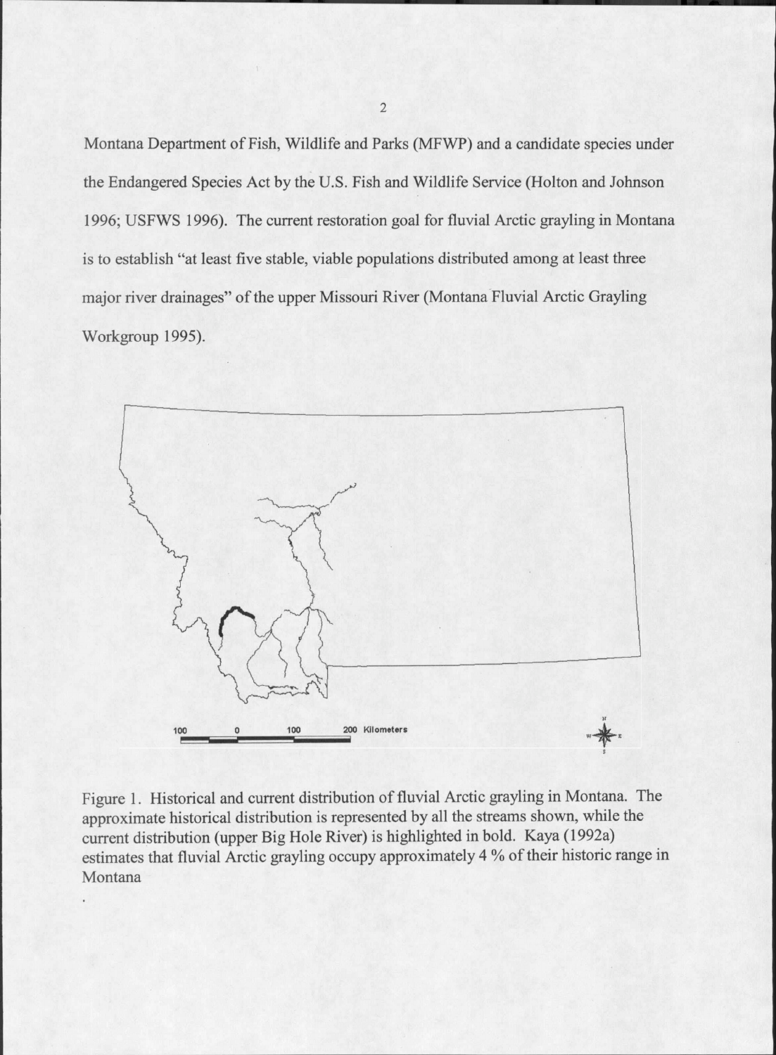Montana Department of Fish, Wildlife and Parks (MFWP) and a candidate species under the Endangered Species Act by the U.S. Fish and Wildlife Service (Holton and Johnson 1996; USFWS 1996). The current restoration goal for fluvial Arctic grayling in Montana is to establish "at least five stable, viable populations distributed among at least three major river drainages" of the upper Missouri River (Montana Fluvial Arctic Grayling Workgroup 1995).

Figure 1. Historical and current distribution of fluvial Arctic grayling in Montana. The approximate historical distribution is represented by all the streams shown, while the current distribution (upper Big Hole River) is highlighted in bold. Kaya (1992a) estimates that fluvial Arctic grayling occupy approximately 4 % of their historic range in Montana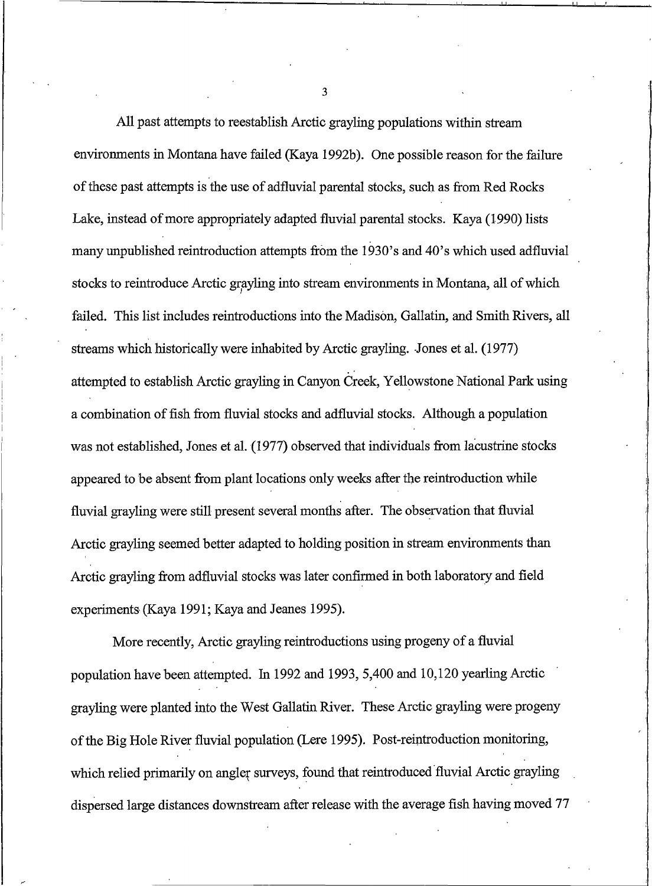All past attempts to reestablish Arctic grayling populations within stream environments in Montana have failed (Kaya 1992b). One possible reason for the failure of these past attempts is the use of adfluvial parental stocks, such as from Red Rocks Lake, instead of more appropriately adapted fluvial parental stocks. Kaya (1990) lists many unpublished reintroduction attempts from the 1930's and 40's which used adfluvial stocks to reintroduce Arctic grayling into stream environments in Montana, all of which failed. This list includes reintroductions into the Madison, Gallatin, and Smith Rivers, all streams which historically were inhabited by Arctic grayling. Jones et al. (1977) attempted to establish Arctic grayling in Canyon Creek, Yellowstone National Park using a combination of fish from fluvial stocks and adfluvial stocks. Although a population was not established, Jones et al. (1977) observed that individuals from lacustrine stocks appeared to be absent from plant locations only weeks after the reintroduction while fluvial grayling were still present several months after. The observation that fluvial Arctic grayling seemed better adapted to holding position in stream environments than Arctic grayling from adfluvial stocks was later confirmed in both laboratory and field experiments (Kaya 1991; Kaya and Jeanes 1995).

More recently, Arctic grayling reintroductions using progeny of a fluvial population have been attempted. In 1992 and 1993, 5,400 and 10,120 yearling Arctic grayling were planted into the West Gallatin River. These Arctic grayling were progeny of the Big Hole River fluvial population (Lere 1995). Post-reintroduction monitoring, which relied primarily on angler surveys, found that reintroduced fluvial Arctic grayling dispersed large distances downstream after release with the average fish having moved 77